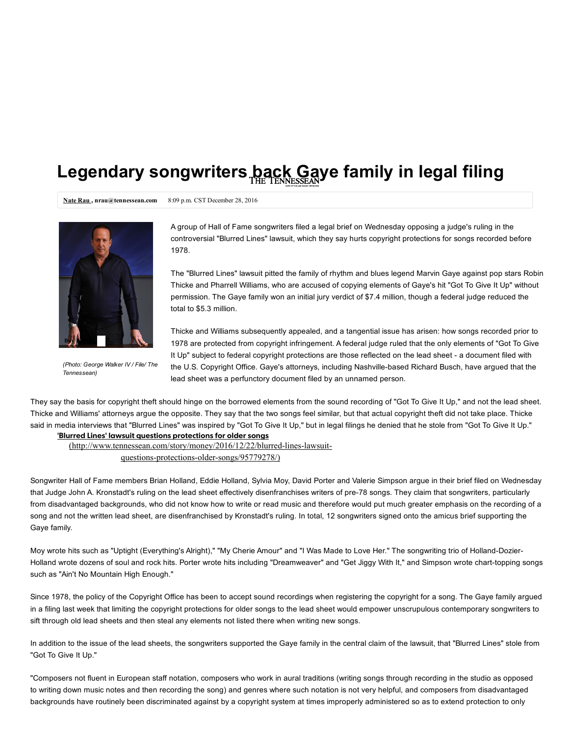# Legendary songwriters back Gaye family in legal filing

**Nate Rau , nrau@tennessean.com** 8:09 p.m. CST December 28, 2016

*(Photo: George Walker IV / File/ The Tennessean)*

A group of Hall of Fame songwriters filed a legal brief on Wednesday opposing a judge's ruling in the controversial "Blurred Lines" lawsuit, which they say hurts copyright protections for songs recorded before 1978.

The "Blurred Lines" lawsuit pitted the family of rhythm and blues legend Marvin Gaye against pop stars Robin Thicke and Pharrell Williams, who are accused of copying elements of Gaye's hit "Got To Give It Up" without permission. The Gaye family won an initial jury verdict of $7.4 million, though a federal judge reduced the total to $5.3 million.

Thicke and Williams subsequently appealed, and a tangential issue has arisen: how songs recorded prior to 1978 are protected from copyright infringement. A federal judge ruled that the only elements of "Got To Give It Up" subject to federal copyright protections are those reflected on the lead sheet - a document filed with the U.S. Copyright Office. Gaye's attorneys, including Nashville-based Richard Busch, have argued that the lead sheet was a perfunctory document filed by an unnamed person.

They say the basis for copyright theft should hinge on the borrowed elements from the sound recording of "Got To Give It Up," and not the lead sheet. Thicke and Williams' attorneys argue the opposite. They say that the two songs feel similar, but that actual copyright theft did not take place. Thicke said in media interviews that "Blurred Lines" was inspired by "Got To Give It Up," but in legal filings he denied that he stole from "Got To Give It Up."

**'Blurred Lines' lawsuit questions protections for older songs**
(http://www.tennessean.com/story/money/2016/12/22/blurred-lines-lawsuit-questions-protections-older-songs/95779278/)

Songwriter Hall of Fame members Brian Holland, Eddie Holland, Sylvia Moy, David Porter and Valerie Simpson argue in their brief filed on Wednesday that Judge John A. Kronstadt's ruling on the lead sheet effectively disenfranchises writers of pre-78 songs. They claim that songwriters, particularly from disadvantaged backgrounds, who did not know how to write or read music and therefore would put much greater emphasis on the recording of a song and not the written lead sheet, are disenfranchised by Kronstadt's ruling. In total, 12 songwriters signed onto the amicus brief supporting the Gaye family.

Moy wrote hits such as "Uptight (Everything's Alright)," "My Cherie Amour" and "I Was Made to Love Her." The songwriting trio of Holland-Dozier-Holland wrote dozens of soul and rock hits. Porter wrote hits including "Dreamweaver" and "Get Jiggy With It," and Simpson wrote chart-topping songs such as "Ain't No Mountain High Enough."

Since 1978, the policy of the Copyright Office has been to accept sound recordings when registering the copyright for a song. The Gaye family argued in a filing last week that limiting the copyright protections for older songs to the lead sheet would empower unscrupulous contemporary songwriters to sift through old lead sheets and then steal any elements not listed there when writing new songs.

In addition to the issue of the lead sheets, the songwriters supported the Gaye family in the central claim of the lawsuit, that "Blurred Lines" stole from "Got To Give It Up."

"Composers not fluent in European staff notation, composers who work in aural traditions (writing songs through recording in the studio as opposed to writing down music notes and then recording the song) and genres where such notation is not very helpful, and composers from disadvantaged backgrounds have routinely been discriminated against by a copyright system at times improperly administered so as to extend protection to only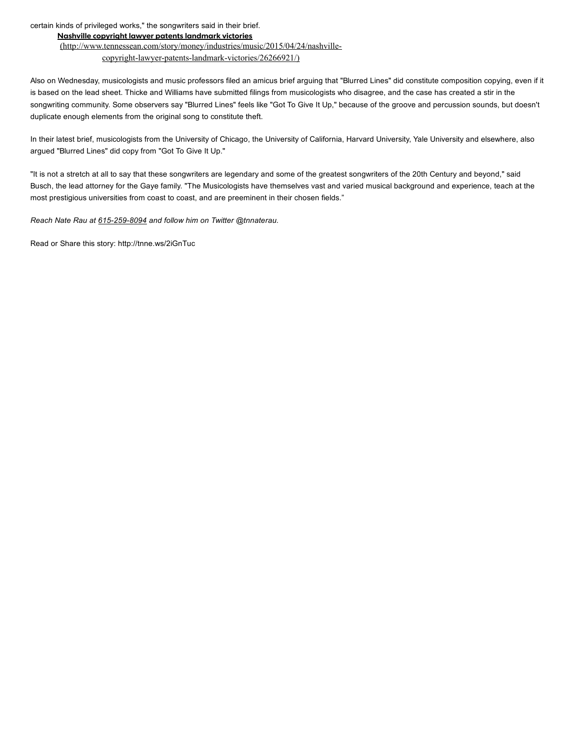certain kinds of privileged works," the songwriters said in their brief.

**Nashville copyright lawyer patents landmark victories**
(http://www.tennessean.com/story/money/industries/music/2015/04/24/nashville-copyright-lawyer-patents-landmark-victories/26266921/)

Also on Wednesday, musicologists and music professors filed an amicus brief arguing that "Blurred Lines" did constitute composition copying, even if it is based on the lead sheet. Thicke and Williams have submitted filings from musicologists who disagree, and the case has created a stir in the songwriting community. Some observers say "Blurred Lines" feels like "Got To Give It Up," because of the groove and percussion sounds, but doesn't duplicate enough elements from the original song to constitute theft.

In their latest brief, musicologists from the University of Chicago, the University of California, Harvard University, Yale University and elsewhere, also argued "Blurred Lines" did copy from "Got To Give It Up."

"It is not a stretch at all to say that these songwriters are legendary and some of the greatest songwriters of the 20th Century and beyond," said Busch, the lead attorney for the Gaye family. "The Musicologists have themselves vast and varied musical background and experience, teach at the most prestigious universities from coast to coast, and are preeminent in their chosen fields."

*Reach Nate Rau at 615-259-8094 and follow him on Twitter @tnnaterau.*

Read or Share this story: http://tnne.ws/2iGnTuc